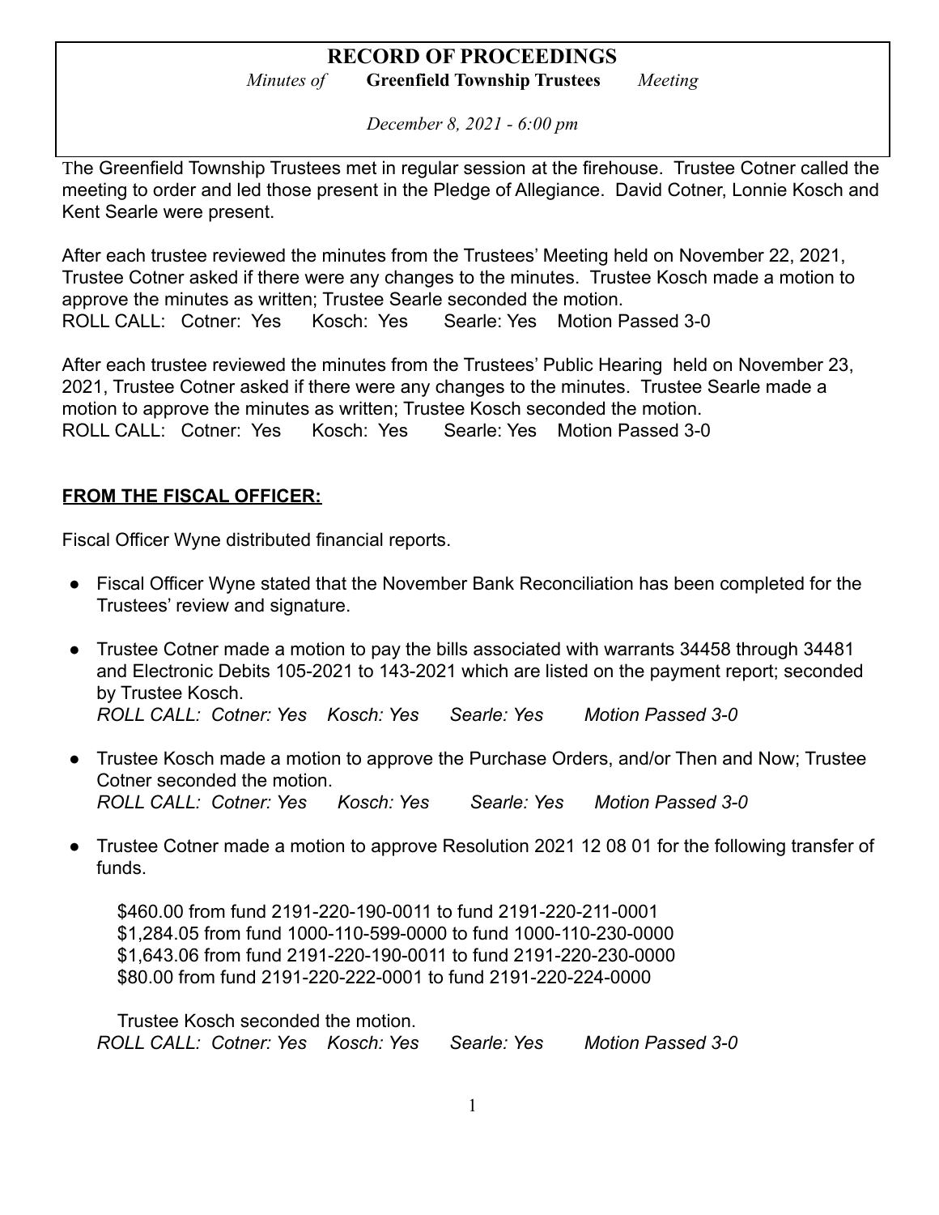# RECORD OF PROCEEDINGS

*Minutes of* **Greenfield Township Trustees** *Meeting*

*December 8, 2021 - 6:00 pm*

The Greenfield Township Trustees met in regular session at the firehouse. Trustee Cotner called the meeting to order and led those present in the Pledge of Allegiance. David Cotner, Lonnie Kosch and Kent Searle were present.

After each trustee reviewed the minutes from the Trustees' Meeting held on November 22, 2021, Trustee Cotner asked if there were any changes to the minutes. Trustee Kosch made a motion to approve the minutes as written; Trustee Searle seconded the motion.
ROLL CALL: Cotner: Yes Kosch: Yes Searle: Yes Motion Passed 3-0

After each trustee reviewed the minutes from the Trustees' Public Hearing held on November 23, 2021, Trustee Cotner asked if there were any changes to the minutes. Trustee Searle made a motion to approve the minutes as written; Trustee Kosch seconded the motion.
ROLL CALL: Cotner: Yes Kosch: Yes Searle: Yes Motion Passed 3-0

## FROM THE FISCAL OFFICER:

Fiscal Officer Wyne distributed financial reports.

- Fiscal Officer Wyne stated that the November Bank Reconciliation has been completed for the Trustees' review and signature.
- Trustee Cotner made a motion to pay the bills associated with warrants 34458 through 34481 and Electronic Debits 105-2021 to 143-2021 which are listed on the payment report; seconded by Trustee Kosch.
  *ROLL CALL: Cotner: Yes Kosch: Yes Searle: Yes Motion Passed 3-0*
- Trustee Kosch made a motion to approve the Purchase Orders, and/or Then and Now; Trustee Cotner seconded the motion.
  *ROLL CALL: Cotner: Yes Kosch: Yes Searle: Yes Motion Passed 3-0*
- Trustee Cotner made a motion to approve Resolution 2021 12 08 01 for the following transfer of funds.

  $460.00 from fund 2191-220-190-0011 to fund 2191-220-211-0001
  $1,284.05 from fund 1000-110-599-0000 to fund 1000-110-230-0000
  $1,643.06 from fund 2191-220-190-0011 to fund 2191-220-230-0000
  $80.00 from fund 2191-220-222-0001 to fund 2191-220-224-0000

  Trustee Kosch seconded the motion.
  *ROLL CALL: Cotner: Yes Kosch: Yes Searle: Yes Motion Passed 3-0*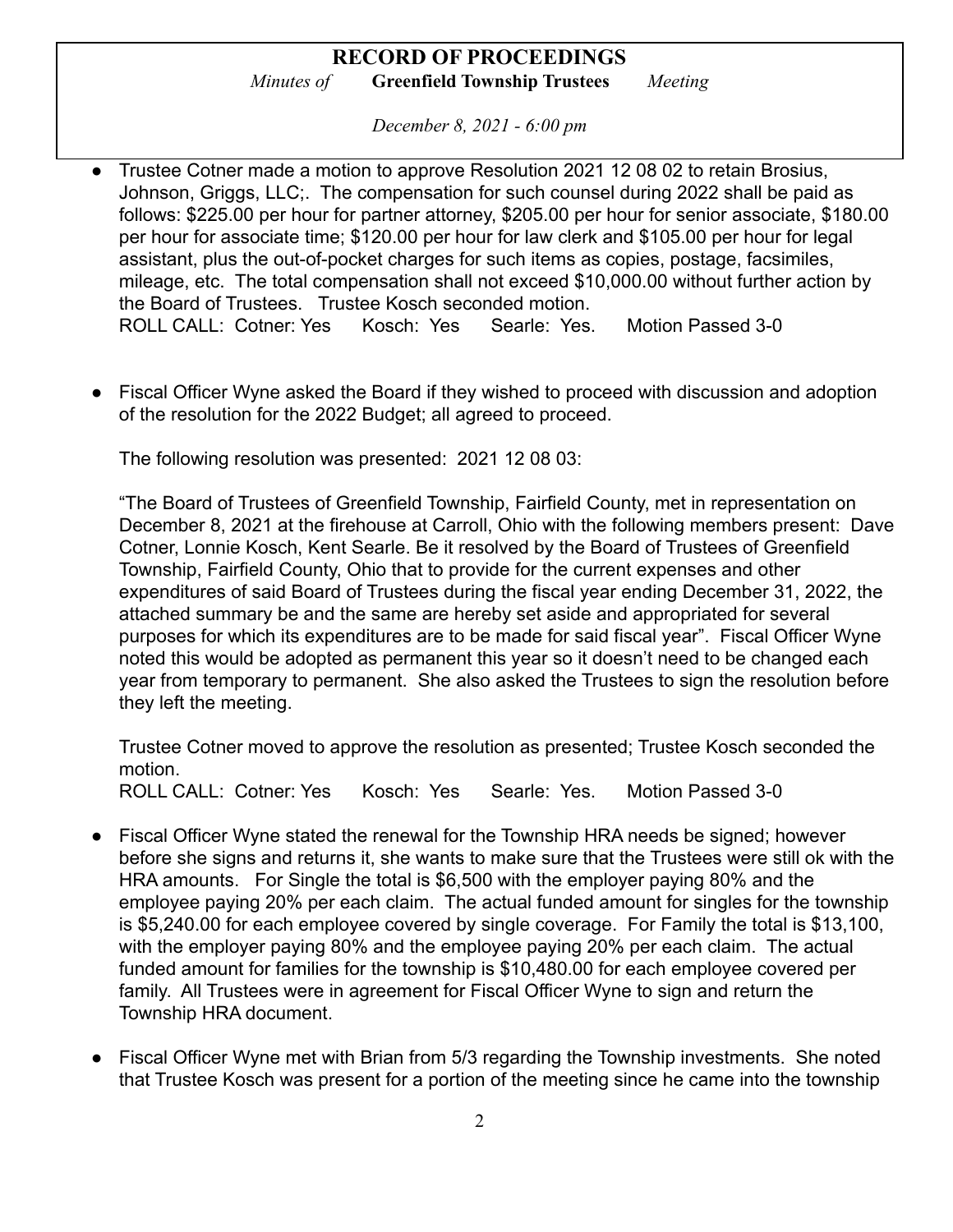- Trustee Cotner made a motion to approve Resolution 2021 12 08 02 to retain Brosius, Johnson, Griggs, LLC;. The compensation for such counsel during 2022 shall be paid as follows: $225.00 per hour for partner attorney, $205.00 per hour for senior associate, $180.00 per hour for associate time; $120.00 per hour for law clerk and $105.00 per hour for legal assistant, plus the out-of-pocket charges for such items as copies, postage, facsimiles, mileage, etc. The total compensation shall not exceed $10,000.00 without further action by the Board of Trustees. Trustee Kosch seconded motion.
  ROLL CALL: Cotner: Yes Kosch: Yes Searle: Yes. Motion Passed 3-0

- Fiscal Officer Wyne asked the Board if they wished to proceed with discussion and adoption of the resolution for the 2022 Budget; all agreed to proceed.

  The following resolution was presented: 2021 12 08 03:

  "The Board of Trustees of Greenfield Township, Fairfield County, met in representation on December 8, 2021 at the firehouse at Carroll, Ohio with the following members present: Dave Cotner, Lonnie Kosch, Kent Searle. Be it resolved by the Board of Trustees of Greenfield Township, Fairfield County, Ohio that to provide for the current expenses and other expenditures of said Board of Trustees during the fiscal year ending December 31, 2022, the attached summary be and the same are hereby set aside and appropriated for several purposes for which its expenditures are to be made for said fiscal year". Fiscal Officer Wyne noted this would be adopted as permanent this year so it doesn't need to be changed each year from temporary to permanent. She also asked the Trustees to sign the resolution before they left the meeting.

  Trustee Cotner moved to approve the resolution as presented; Trustee Kosch seconded the motion.
  ROLL CALL: Cotner: Yes Kosch: Yes Searle: Yes. Motion Passed 3-0

- Fiscal Officer Wyne stated the renewal for the Township HRA needs be signed; however before she signs and returns it, she wants to make sure that the Trustees were still ok with the HRA amounts. For Single the total is $6,500 with the employer paying 80% and the employee paying 20% per each claim. The actual funded amount for singles for the township is $5,240.00 for each employee covered by single coverage. For Family the total is $13,100, with the employer paying 80% and the employee paying 20% per each claim. The actual funded amount for families for the township is $10,480.00 for each employee covered per family. All Trustees were in agreement for Fiscal Officer Wyne to sign and return the Township HRA document.

- Fiscal Officer Wyne met with Brian from 5/3 regarding the Township investments. She noted that Trustee Kosch was present for a portion of the meeting since he came into the township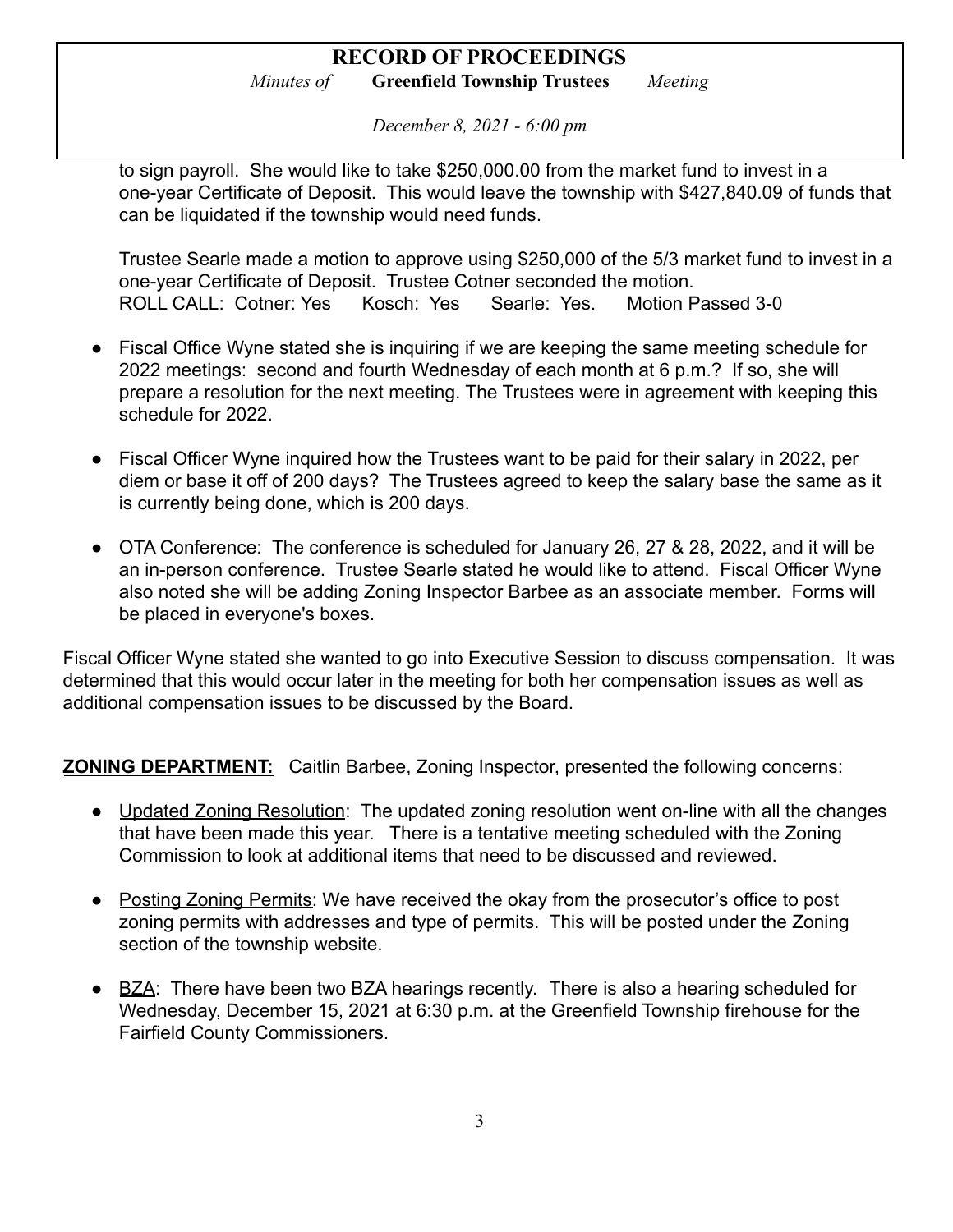to sign payroll. She would like to take $250,000.00 from the market fund to invest in a one-year Certificate of Deposit. This would leave the township with $427,840.09 of funds that can be liquidated if the township would need funds.

Trustee Searle made a motion to approve using $250,000 of the 5/3 market fund to invest in a one-year Certificate of Deposit. Trustee Cotner seconded the motion.
ROLL CALL: Cotner: Yes Kosch: Yes Searle: Yes. Motion Passed 3-0

- Fiscal Office Wyne stated she is inquiring if we are keeping the same meeting schedule for 2022 meetings: second and fourth Wednesday of each month at 6 p.m.? If so, she will prepare a resolution for the next meeting. The Trustees were in agreement with keeping this schedule for 2022.

- Fiscal Officer Wyne inquired how the Trustees want to be paid for their salary in 2022, per diem or base it off of 200 days? The Trustees agreed to keep the salary base the same as it is currently being done, which is 200 days.

- OTA Conference: The conference is scheduled for January 26, 27 & 28, 2022, and it will be an in-person conference. Trustee Searle stated he would like to attend. Fiscal Officer Wyne also noted she will be adding Zoning Inspector Barbee as an associate member. Forms will be placed in everyone's boxes.

Fiscal Officer Wyne stated she wanted to go into Executive Session to discuss compensation. It was determined that this would occur later in the meeting for both her compensation issues as well as additional compensation issues to be discussed by the Board.

**ZONING DEPARTMENT:** Caitlin Barbee, Zoning Inspector, presented the following concerns:

- Updated Zoning Resolution: The updated zoning resolution went on-line with all the changes that have been made this year. There is a tentative meeting scheduled with the Zoning Commission to look at additional items that need to be discussed and reviewed.

- Posting Zoning Permits: We have received the okay from the prosecutor's office to post zoning permits with addresses and type of permits. This will be posted under the Zoning section of the township website.

- BZA: There have been two BZA hearings recently. There is also a hearing scheduled for Wednesday, December 15, 2021 at 6:30 p.m. at the Greenfield Township firehouse for the Fairfield County Commissioners.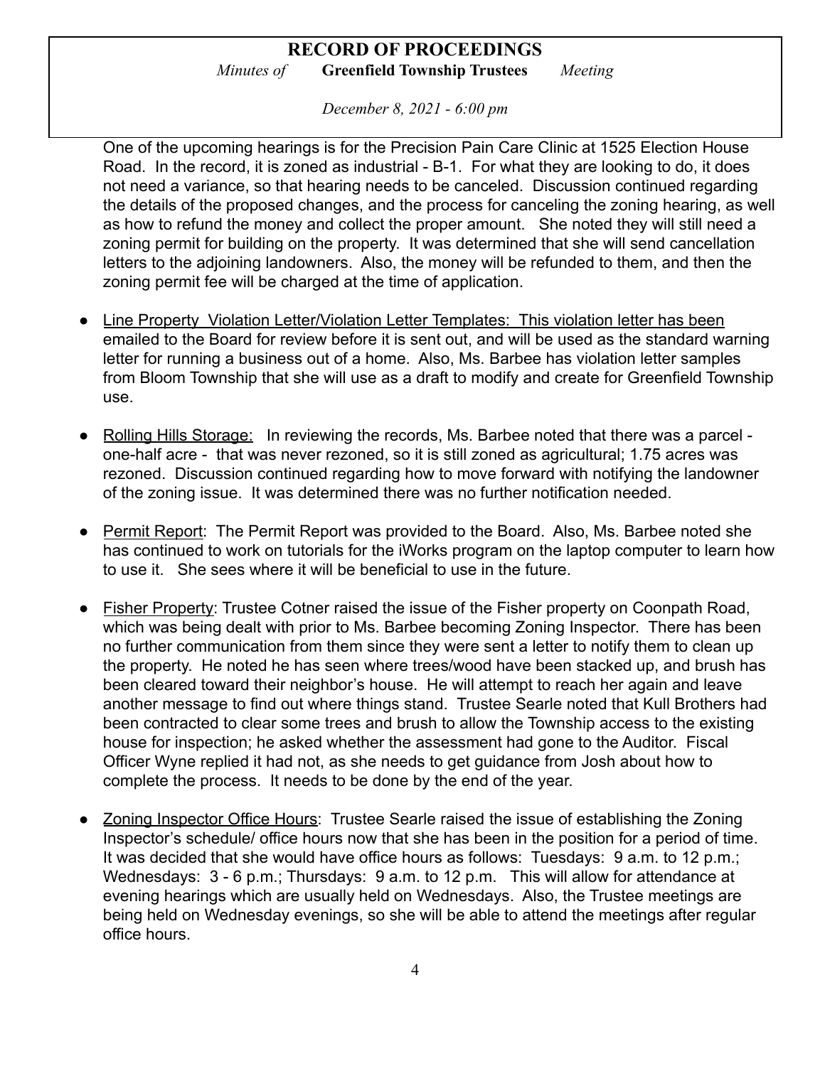One of the upcoming hearings is for the Precision Pain Care Clinic at 1525 Election House Road. In the record, it is zoned as industrial - B-1. For what they are looking to do, it does not need a variance, so that hearing needs to be canceled. Discussion continued regarding the details of the proposed changes, and the process for canceling the zoning hearing, as well as how to refund the money and collect the proper amount. She noted they will still need a zoning permit for building on the property. It was determined that she will send cancellation letters to the adjoining landowners. Also, the money will be refunded to them, and then the zoning permit fee will be charged at the time of application.

- <u>Line Property Violation Letter/Violation Letter Templates: This violation letter has been</u> emailed to the Board for review before it is sent out, and will be used as the standard warning letter for running a business out of a home. Also, Ms. Barbee has violation letter samples from Bloom Township that she will use as a draft to modify and create for Greenfield Township use.

- <u>Rolling Hills Storage:</u> In reviewing the records, Ms. Barbee noted that there was a parcel - one-half acre - that was never rezoned, so it is still zoned as agricultural; 1.75 acres was rezoned. Discussion continued regarding how to move forward with notifying the landowner of the zoning issue. It was determined there was no further notification needed.

- <u>Permit Report</u>: The Permit Report was provided to the Board. Also, Ms. Barbee noted she has continued to work on tutorials for the iWorks program on the laptop computer to learn how to use it. She sees where it will be beneficial to use in the future.

- <u>Fisher Property</u>: Trustee Cotner raised the issue of the Fisher property on Coonpath Road, which was being dealt with prior to Ms. Barbee becoming Zoning Inspector. There has been no further communication from them since they were sent a letter to notify them to clean up the property. He noted he has seen where trees/wood have been stacked up, and brush has been cleared toward their neighbor's house. He will attempt to reach her again and leave another message to find out where things stand. Trustee Searle noted that Kull Brothers had been contracted to clear some trees and brush to allow the Township access to the existing house for inspection; he asked whether the assessment had gone to the Auditor. Fiscal Officer Wyne replied it had not, as she needs to get guidance from Josh about how to complete the process. It needs to be done by the end of the year.

- <u>Zoning Inspector Office Hours</u>: Trustee Searle raised the issue of establishing the Zoning Inspector's schedule/ office hours now that she has been in the position for a period of time. It was decided that she would have office hours as follows: Tuesdays: 9 a.m. to 12 p.m.; Wednesdays: 3 - 6 p.m.; Thursdays: 9 a.m. to 12 p.m. This will allow for attendance at evening hearings which are usually held on Wednesdays. Also, the Trustee meetings are being held on Wednesday evenings, so she will be able to attend the meetings after regular office hours.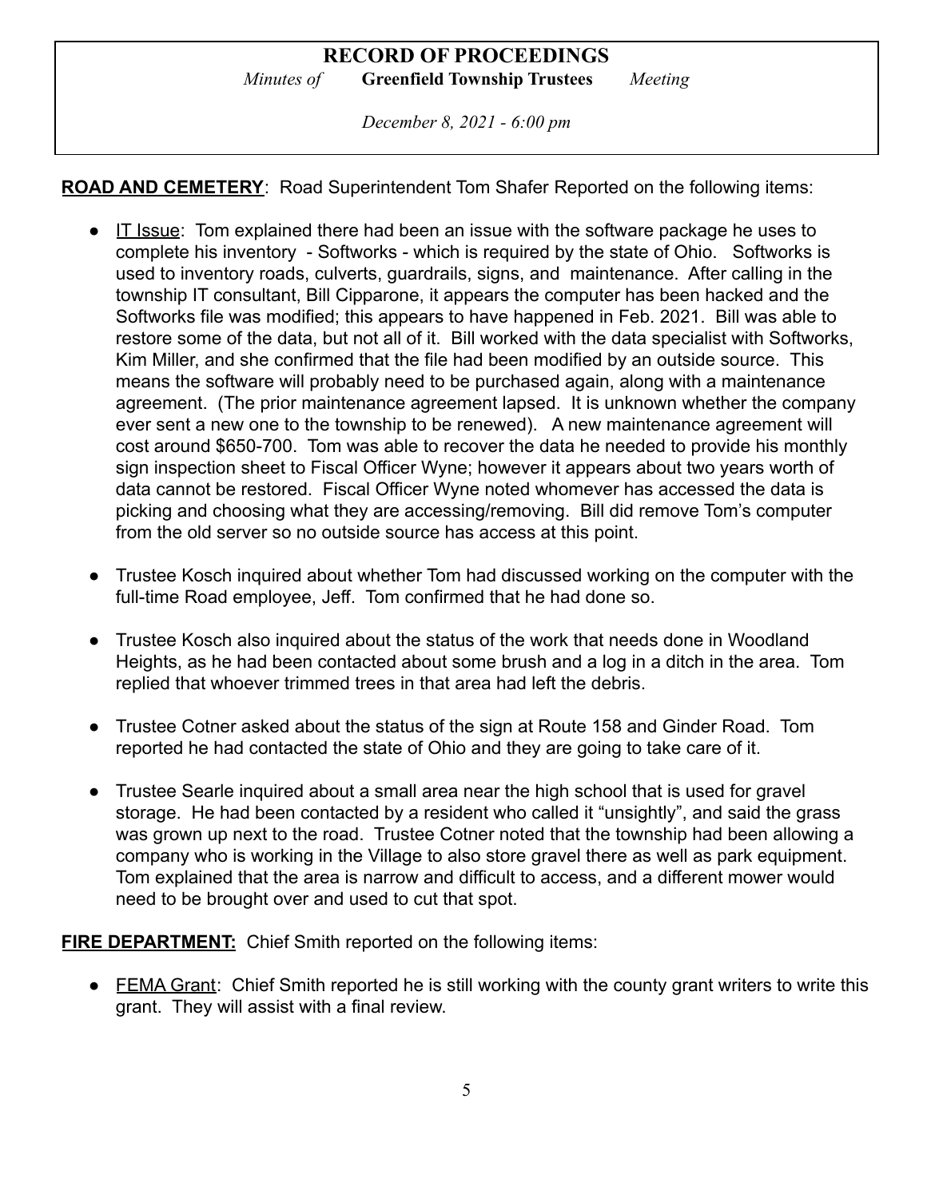**ROAD AND CEMETERY**: Road Superintendent Tom Shafer Reported on the following items:

- IT Issue: Tom explained there had been an issue with the software package he uses to complete his inventory - Softworks - which is required by the state of Ohio. Softworks is used to inventory roads, culverts, guardrails, signs, and maintenance. After calling in the township IT consultant, Bill Cipparone, it appears the computer has been hacked and the Softworks file was modified; this appears to have happened in Feb. 2021. Bill was able to restore some of the data, but not all of it. Bill worked with the data specialist with Softworks, Kim Miller, and she confirmed that the file had been modified by an outside source. This means the software will probably need to be purchased again, along with a maintenance agreement. (The prior maintenance agreement lapsed. It is unknown whether the company ever sent a new one to the township to be renewed). A new maintenance agreement will cost around $650-700. Tom was able to recover the data he needed to provide his monthly sign inspection sheet to Fiscal Officer Wyne; however it appears about two years worth of data cannot be restored. Fiscal Officer Wyne noted whomever has accessed the data is picking and choosing what they are accessing/removing. Bill did remove Tom's computer from the old server so no outside source has access at this point.

- Trustee Kosch inquired about whether Tom had discussed working on the computer with the full-time Road employee, Jeff. Tom confirmed that he had done so.

- Trustee Kosch also inquired about the status of the work that needs done in Woodland Heights, as he had been contacted about some brush and a log in a ditch in the area. Tom replied that whoever trimmed trees in that area had left the debris.

- Trustee Cotner asked about the status of the sign at Route 158 and Ginder Road. Tom reported he had contacted the state of Ohio and they are going to take care of it.

- Trustee Searle inquired about a small area near the high school that is used for gravel storage. He had been contacted by a resident who called it "unsightly", and said the grass was grown up next to the road. Trustee Cotner noted that the township had been allowing a company who is working in the Village to also store gravel there as well as park equipment. Tom explained that the area is narrow and difficult to access, and a different mower would need to be brought over and used to cut that spot.

**FIRE DEPARTMENT:** Chief Smith reported on the following items:

- FEMA Grant: Chief Smith reported he is still working with the county grant writers to write this grant. They will assist with a final review.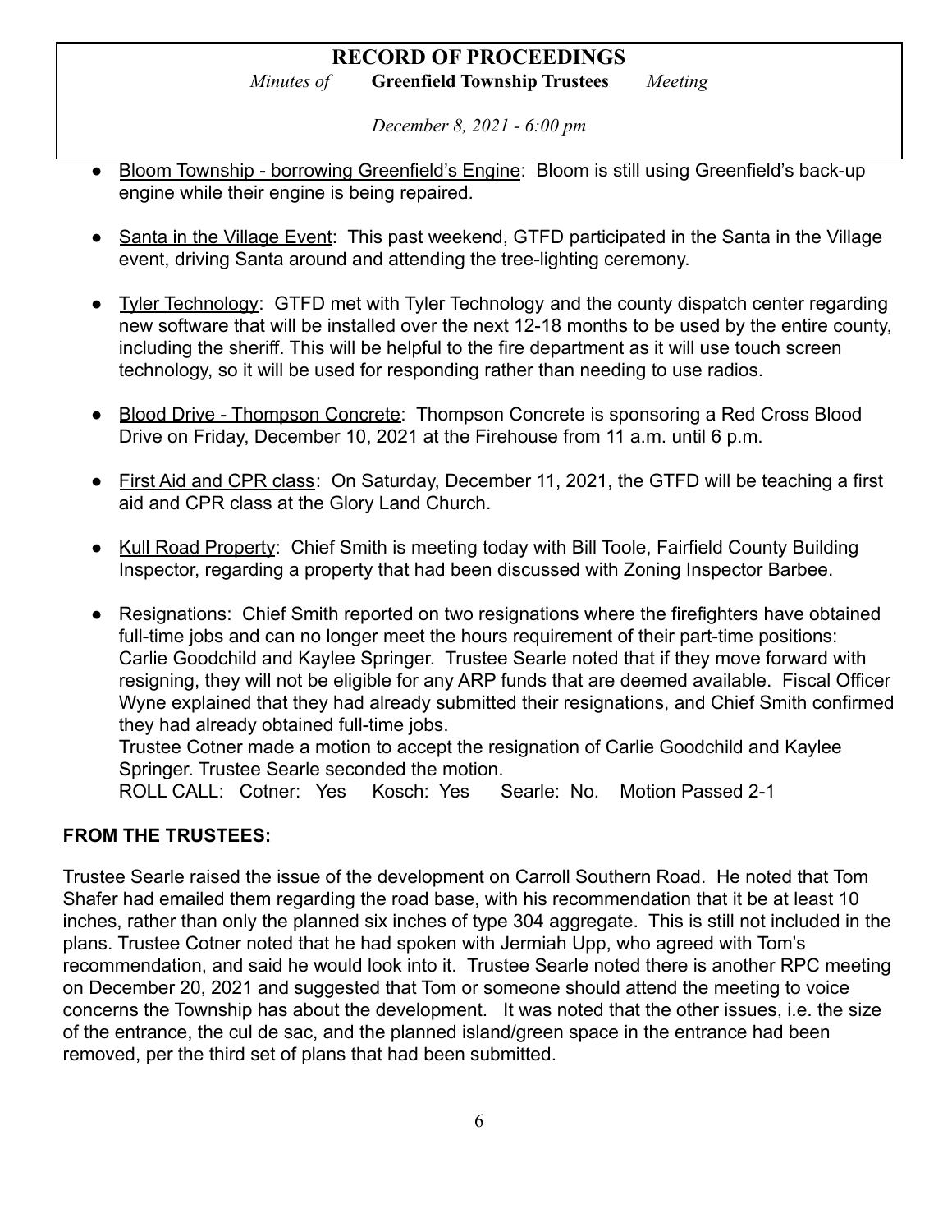- Bloom Township - borrowing Greenfield's Engine: Bloom is still using Greenfield's back-up engine while their engine is being repaired.

- Santa in the Village Event: This past weekend, GTFD participated in the Santa in the Village event, driving Santa around and attending the tree-lighting ceremony.

- Tyler Technology: GTFD met with Tyler Technology and the county dispatch center regarding new software that will be installed over the next 12-18 months to be used by the entire county, including the sheriff. This will be helpful to the fire department as it will use touch screen technology, so it will be used for responding rather than needing to use radios.

- Blood Drive - Thompson Concrete: Thompson Concrete is sponsoring a Red Cross Blood Drive on Friday, December 10, 2021 at the Firehouse from 11 a.m. until 6 p.m.

- First Aid and CPR class: On Saturday, December 11, 2021, the GTFD will be teaching a first aid and CPR class at the Glory Land Church.

- Kull Road Property: Chief Smith is meeting today with Bill Toole, Fairfield County Building Inspector, regarding a property that had been discussed with Zoning Inspector Barbee.

- Resignations: Chief Smith reported on two resignations where the firefighters have obtained full-time jobs and can no longer meet the hours requirement of their part-time positions: Carlie Goodchild and Kaylee Springer. Trustee Searle noted that if they move forward with resigning, they will not be eligible for any ARP funds that are deemed available. Fiscal Officer Wyne explained that they had already submitted their resignations, and Chief Smith confirmed they had already obtained full-time jobs.
  Trustee Cotner made a motion to accept the resignation of Carlie Goodchild and Kaylee Springer. Trustee Searle seconded the motion.
  ROLL CALL: Cotner: Yes Kosch: Yes Searle: No. Motion Passed 2-1

## FROM THE TRUSTEES:

Trustee Searle raised the issue of the development on Carroll Southern Road. He noted that Tom Shafer had emailed them regarding the road base, with his recommendation that it be at least 10 inches, rather than only the planned six inches of type 304 aggregate. This is still not included in the plans. Trustee Cotner noted that he had spoken with Jermiah Upp, who agreed with Tom's recommendation, and said he would look into it. Trustee Searle noted there is another RPC meeting on December 20, 2021 and suggested that Tom or someone should attend the meeting to voice concerns the Township has about the development. It was noted that the other issues, i.e. the size of the entrance, the cul de sac, and the planned island/green space in the entrance had been removed, per the third set of plans that had been submitted.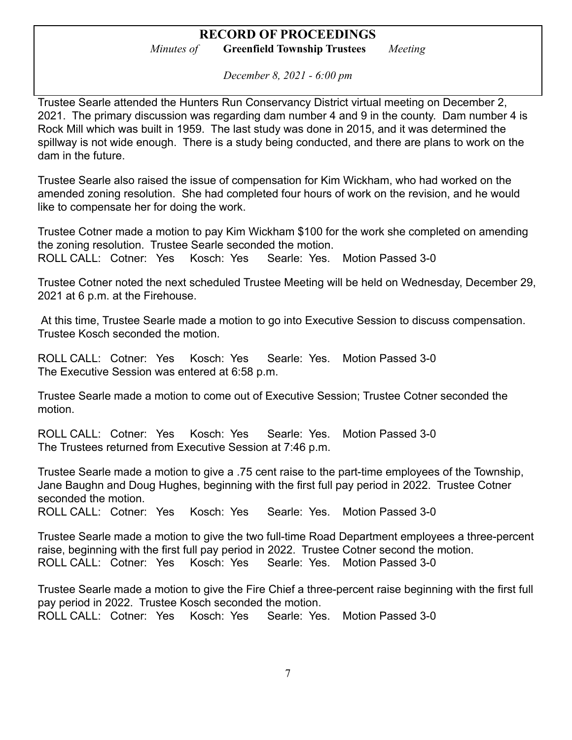Trustee Searle attended the Hunters Run Conservancy District virtual meeting on December 2, 2021. The primary discussion was regarding dam number 4 and 9 in the county. Dam number 4 is Rock Mill which was built in 1959. The last study was done in 2015, and it was determined the spillway is not wide enough. There is a study being conducted, and there are plans to work on the dam in the future.

Trustee Searle also raised the issue of compensation for Kim Wickham, who had worked on the amended zoning resolution. She had completed four hours of work on the revision, and he would like to compensate her for doing the work.

Trustee Cotner made a motion to pay Kim Wickham $100 for the work she completed on amending the zoning resolution. Trustee Searle seconded the motion.
ROLL CALL: Cotner: Yes Kosch: Yes Searle: Yes. Motion Passed 3-0

Trustee Cotner noted the next scheduled Trustee Meeting will be held on Wednesday, December 29, 2021 at 6 p.m. at the Firehouse.

At this time, Trustee Searle made a motion to go into Executive Session to discuss compensation. Trustee Kosch seconded the motion.

ROLL CALL: Cotner: Yes Kosch: Yes Searle: Yes. Motion Passed 3-0
The Executive Session was entered at 6:58 p.m.

Trustee Searle made a motion to come out of Executive Session; Trustee Cotner seconded the motion.

ROLL CALL: Cotner: Yes Kosch: Yes Searle: Yes. Motion Passed 3-0
The Trustees returned from Executive Session at 7:46 p.m.

Trustee Searle made a motion to give a .75 cent raise to the part-time employees of the Township, Jane Baughn and Doug Hughes, beginning with the first full pay period in 2022. Trustee Cotner seconded the motion.
ROLL CALL: Cotner: Yes Kosch: Yes Searle: Yes. Motion Passed 3-0

Trustee Searle made a motion to give the two full-time Road Department employees a three-percent raise, beginning with the first full pay period in 2022. Trustee Cotner second the motion.
ROLL CALL: Cotner: Yes Kosch: Yes Searle: Yes. Motion Passed 3-0

Trustee Searle made a motion to give the Fire Chief a three-percent raise beginning with the first full pay period in 2022. Trustee Kosch seconded the motion.
ROLL CALL: Cotner: Yes Kosch: Yes Searle: Yes. Motion Passed 3-0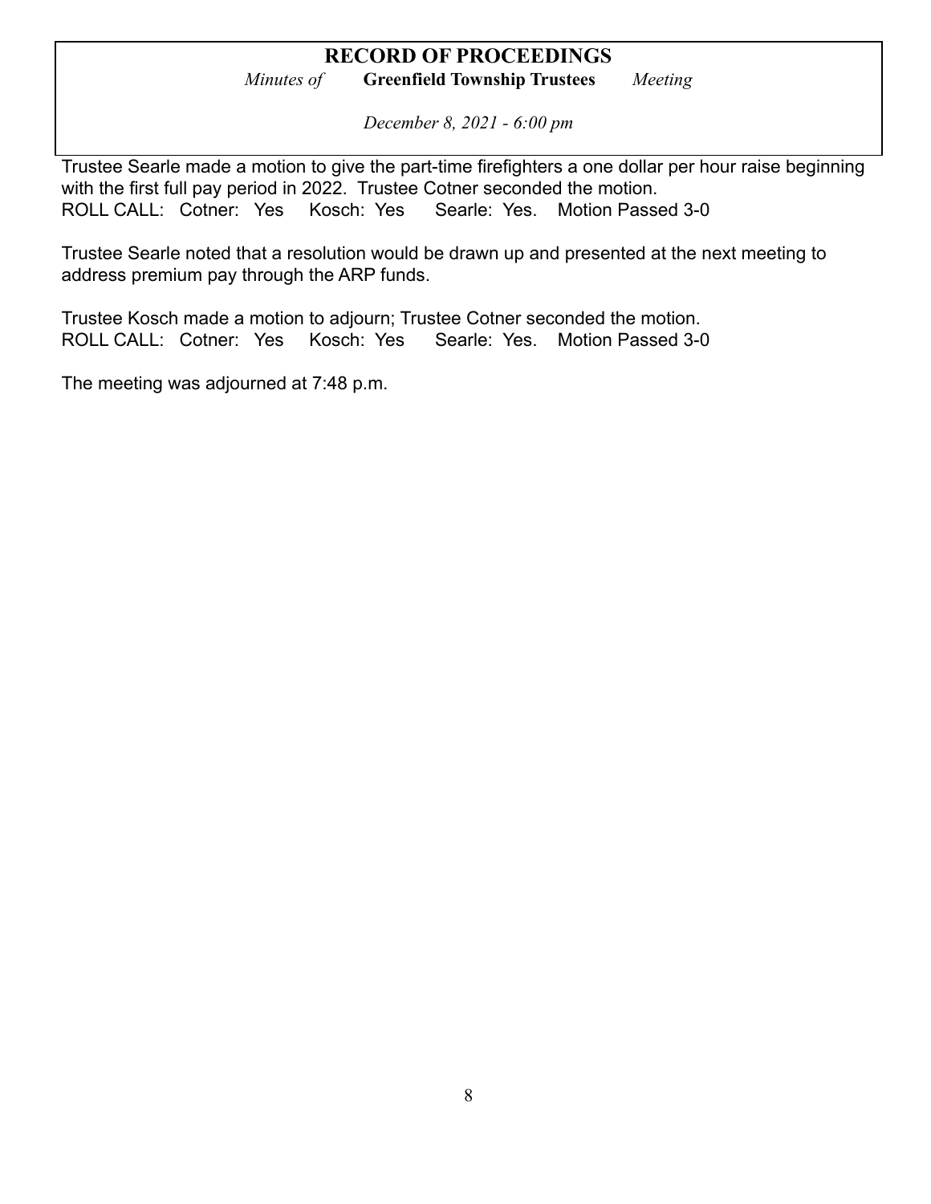Trustee Searle made a motion to give the part-time firefighters a one dollar per hour raise beginning with the first full pay period in 2022. Trustee Cotner seconded the motion.
ROLL CALL: Cotner: Yes Kosch: Yes Searle: Yes. Motion Passed 3-0

Trustee Searle noted that a resolution would be drawn up and presented at the next meeting to address premium pay through the ARP funds.

Trustee Kosch made a motion to adjourn; Trustee Cotner seconded the motion.
ROLL CALL: Cotner: Yes Kosch: Yes Searle: Yes. Motion Passed 3-0

The meeting was adjourned at 7:48 p.m.